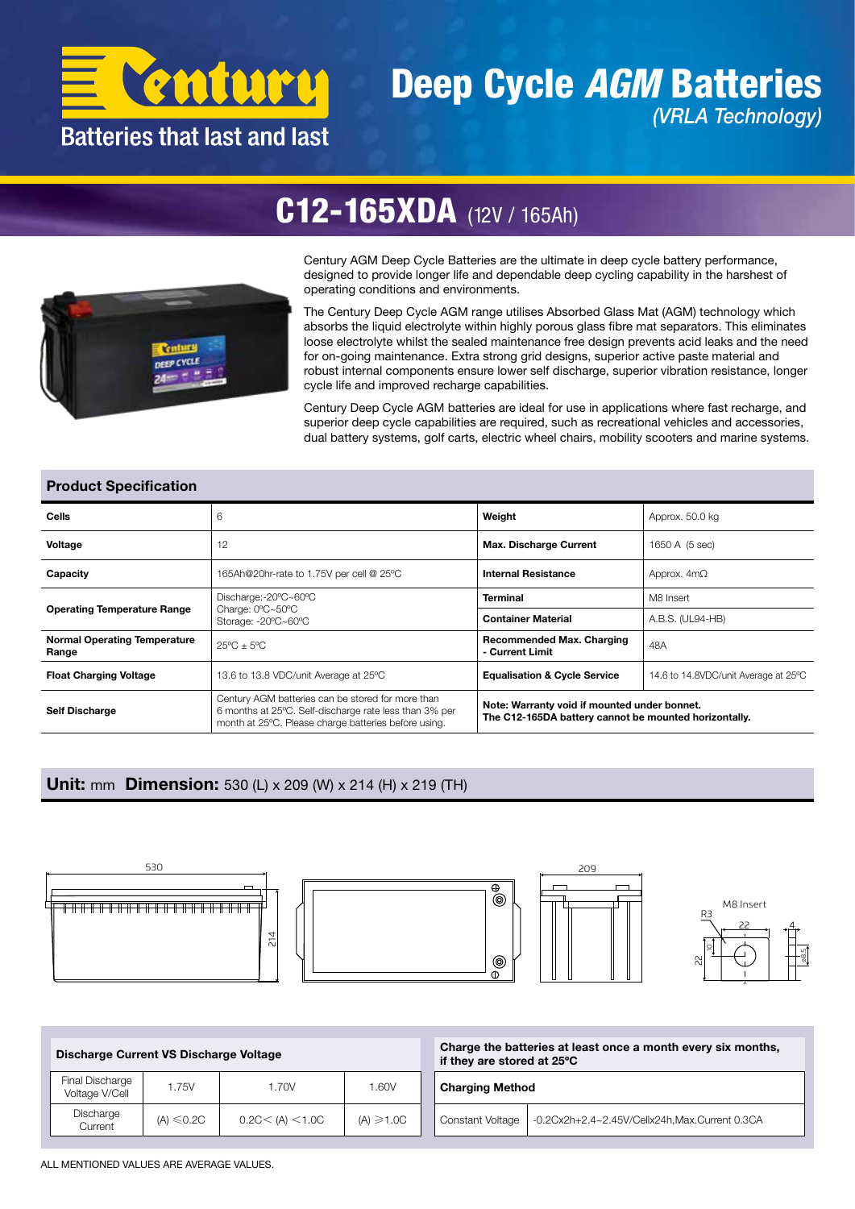# Century

Batteries that last and last

# Deep Cycle *AGM* Batteries

*(VRLA Technology)*

## C12-165XDA (12V / 165Ah)

Century AGM Deep Cycle Batteries are the ultimate in deep cycle battery performance, designed to provide longer life and dependable deep cycling capability in the harshest of operating conditions and environments.

The Century Deep Cycle AGM range utilises Absorbed Glass Mat (AGM) technology which absorbs the liquid electrolyte within highly porous glass fibre mat separators. This eliminates loose electrolyte whilst the sealed maintenance free design prevents acid leaks and the need for on-going maintenance. Extra strong grid designs, superior active paste material and robust internal components ensure lower self discharge, superior vibration resistance, longer cycle life and improved recharge capabilities.

Century Deep Cycle AGM batteries are ideal for use in applications where fast recharge, and superior deep cycle capabilities are required, such as recreational vehicles and accessories, dual battery systems, golf carts, electric wheel chairs, mobility scooters and marine systems.

### Product Specification

| | | | |
|---|---|---|---|
| **Cells** | 6 | **Weight** | Approx. 50.0 kg |
| **Voltage** | 12 | **Max. Discharge Current** | 1650 A (5 sec) |
| **Capacity** | 165Ah@20hr-rate to 1.75V per cell @ 25ºC | **Internal Resistance** | Approx. 4mΩ |
| **Operating Temperature Range** | Discharge:-20ºC~60ºC<br>Charge: 0ºC~50ºC<br>Storage: -20ºC~60ºC | **Terminal** | M8 Insert |
| | | **Container Material** | A.B.S. (UL94-HB) |
| **Normal Operating Temperature Range** | 25ºC ± 5ºC | **Recommended Max. Charging - Current Limit** | 48A |
| **Float Charging Voltage** | 13.6 to 13.8 VDC/unit Average at 25ºC | **Equalisation & Cycle Service** | 14.6 to 14.8VDC/unit Average at 25ºC |
| **Self Discharge** | Century AGM batteries can be stored for more than 6 months at 25ºC. Self-discharge rate less than 3% per month at 25ºC. Please charge batteries before using. | **Note: Warranty void if mounted under bonnet. The C12-165DA battery cannot be mounted horizontally.** | |

### Unit: mm Dimension: 530 (L) x 209 (W) x 214 (H) x 219 (TH)

530 — 214 — 209 — M8 Insert — R3 — 22 — 4 — 10 — 22 — ø8.5

| **Discharge Current VS Discharge Voltage** | | | |
|---|---|---|---|
| Final Discharge Voltage V/Cell | 1.75V | 1.70V | 1.60V |
| Discharge Current | (A) ≤0.2C | 0.2C< (A) <1.0C | (A) ≥1.0C |

**Charge the batteries at least once a month every six months, if they are stored at 25ºC**

| **Charging Method** | |
|---|---|
| Constant Voltage | -0.2Cx2h+2.4~2.45V/Cellx24h,Max.Current 0.3CA |

ALL MENTIONED VALUES ARE AVERAGE VALUES.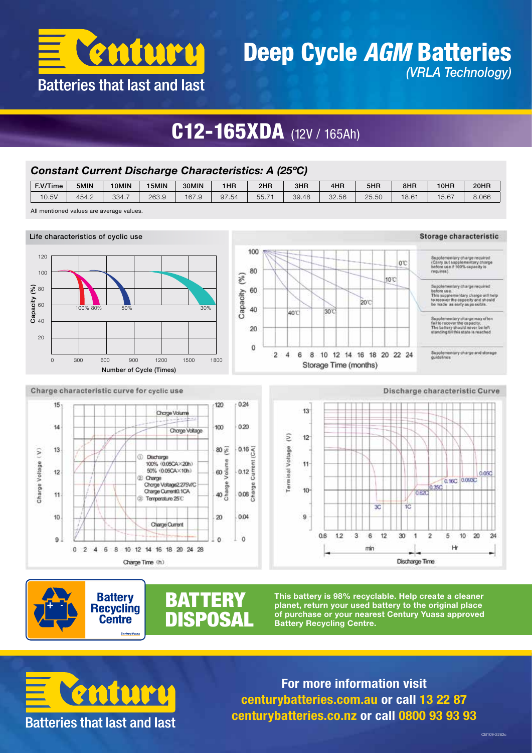# Century

Batteries that last and last

# Deep Cycle *AGM* Batteries

*(VRLA Technology)*

## C12-165XDA (12V / 165Ah)

### *Constant Current Discharge Characteristics: A (25ºC)*

| F.V/Time | 5MIN | 10MIN | 15MIN | 30MIN | 1HR | 2HR | 3HR | 4HR | 5HR | 8HR | 10HR | 20HR |
|---|---|---|---|---|---|---|---|---|---|---|---|---|
| 10.5V | 454.2 | 334.7 | 263.9 | 167.9 | 97.54 | 55.71 | 39.48 | 32.56 | 25.50 | 18.61 | 15.67 | 8.066 |

All mentioned values are average values.

### Life characteristics of cyclic use

Capacity (%)
120
100
80
60
40
20
100% 80%
50%
30%
0 300 600 900 1200 1500 1800
Number of Cycle (Times)

### Storage characteristic

Capacity (%)
100
80
60
40
20
0
0℃
10℃
20℃
30℃
40℃
2 4 6 8 10 12 14 16 18 20 22 24
Storage Time (months)

Supplementary charge required (Carry out supplementary charge before use if 100% capacity is required.)

Supplementary charge required before use. This supplementary charge will help to recover the capacity and should be made as early as possible.

Supplementary charge may often fail to recover the capacity. The battery should never be left standing till this state is reached.

Supplementary charge and storage guidelines

### Charge characteristic curve for cyclic use

Charge Voltage (V)
15
14
13
12
11
10
9
Charge Volume
Charge Voltage
Charge Current
① Discharge
100% (0.05CA×20h)
50% (0.05CA×10h)
② Charge
Charge Voltage2.275V/C
Charge Current0.1CA
③ Temperature 25℃
Charge Volume (%)
120
100
80
60
40
20
0
Charge Current (CA)
0.24
0.20
0.16
0.12
0.08
0.04
0
0 2 4 6 8 10 12 14 16 18 20 24 28
Charge Time (h)

### Discharge characteristic Curve

Terminal Voltage (V)
13
12
11
10
9
3C
1C
0.62C
0.35C
0.16C
0.093C
0.05C
0.6 1.2 3 6 12 30 1 2 5 10 20 24
min
Hr
Discharge Time

Battery Recycling Centre

CenturyYuasa

# BATTERY DISPOSAL

**This battery is 98% recyclable. Help create a cleaner planet, return your used battery to the original place of purchase or your nearest Century Yuasa approved Battery Recycling Centre.**

Century

Batteries that last and last

**For more information visit**
**centurybatteries.com.au or call 13 22 87**
**centurybatteries.co.nz or call 0800 93 93 93**

CB109-2262c